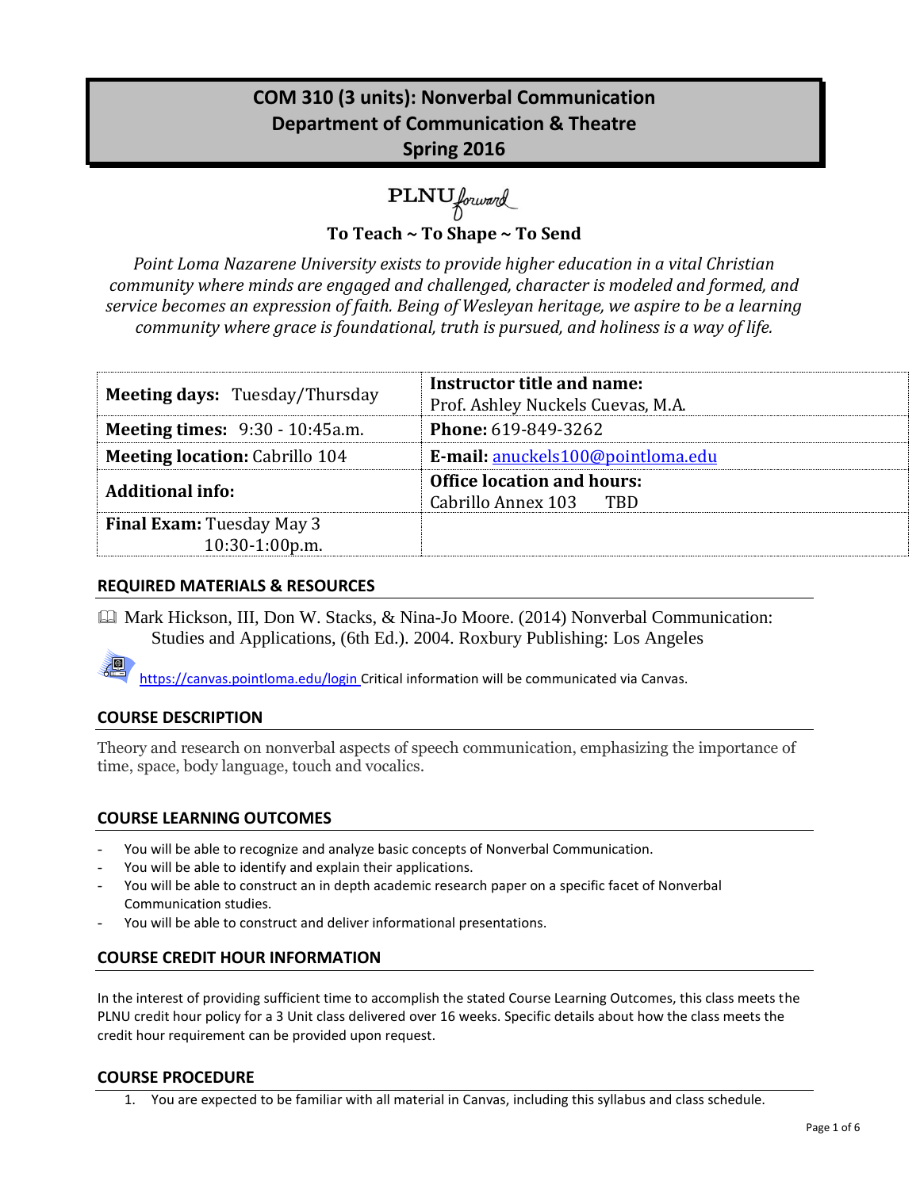# COM 310 (3 units): Nonverbal Communication
## Department of Communication & Theatre
## Spring 2016

PLNU forward

**To Teach ~ To Shape ~ To Send**

*Point Loma Nazarene University exists to provide higher education in a vital Christian community where minds are engaged and challenged, character is modeled and formed, and service becomes an expression of faith. Being of Wesleyan heritage, we aspire to be a learning community where grace is foundational, truth is pursued, and holiness is a way of life.*

| **Meeting days:** Tuesday/Thursday | **Instructor title and name:** Prof. Ashley Nuckels Cuevas, M.A. |
|---|---|
| **Meeting times:** 9:30 - 10:45a.m. | **Phone:** 619-849-3262 |
| **Meeting location:** Cabrillo 104 | **E-mail:** anuckels100@pointloma.edu |
| **Additional info:** | **Office location and hours:** Cabrillo Annex 103 TBD |
| **Final Exam:** Tuesday May 3 10:30-1:00p.m. | |

## REQUIRED MATERIALS & RESOURCES

Mark Hickson, III, Don W. Stacks, & Nina-Jo Moore. (2014) Nonverbal Communication: Studies and Applications, (6th Ed.). 2004. Roxbury Publishing: Los Angeles

https://canvas.pointloma.edu/login Critical information will be communicated via Canvas.

## COURSE DESCRIPTION

Theory and research on nonverbal aspects of speech communication, emphasizing the importance of time, space, body language, touch and vocalics.

## COURSE LEARNING OUTCOMES

- You will be able to recognize and analyze basic concepts of Nonverbal Communication.
- You will be able to identify and explain their applications.
- You will be able to construct an in depth academic research paper on a specific facet of Nonverbal Communication studies.
- You will be able to construct and deliver informational presentations.

## COURSE CREDIT HOUR INFORMATION

In the interest of providing sufficient time to accomplish the stated Course Learning Outcomes, this class meets the PLNU credit hour policy for a 3 Unit class delivered over 16 weeks. Specific details about how the class meets the credit hour requirement can be provided upon request.

## COURSE PROCEDURE

1. You are expected to be familiar with all material in Canvas, including this syllabus and class schedule.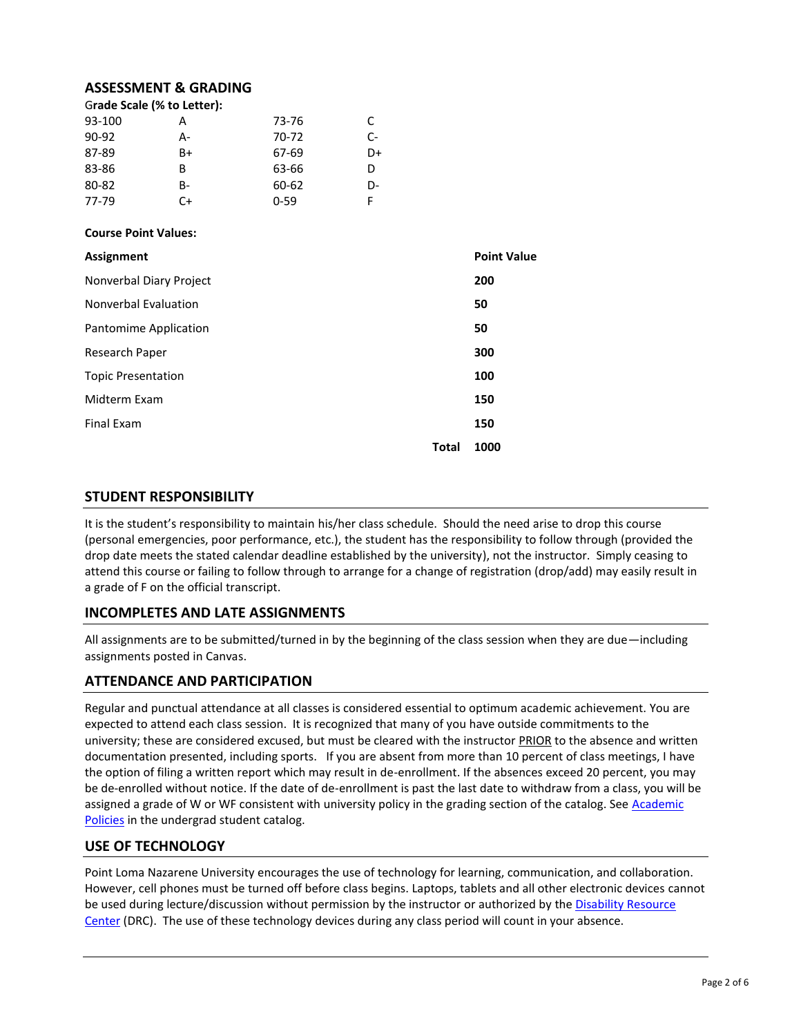## ASSESSMENT & GRADING

**Grade Scale (% to Letter):**

| | | | |
|---|---|---|---|
| 93-100 | A | 73-76 | C |
| 90-92 | A- | 70-72 | C- |
| 87-89 | B+ | 67-69 | D+ |
| 83-86 | B | 63-66 | D |
| 80-82 | B- | 60-62 | D- |
| 77-79 | C+ | 0-59 | F |

**Course Point Values:**

| Assignment | Point Value |
|---|---|
| Nonverbal Diary Project | **200** |
| Nonverbal Evaluation | **50** |
| Pantomime Application | **50** |
| Research Paper | **300** |
| Topic Presentation | **100** |
| Midterm Exam | **150** |
| Final Exam | **150** |
| **Total** | **1000** |

## STUDENT RESPONSIBILITY

It is the student's responsibility to maintain his/her class schedule. Should the need arise to drop this course (personal emergencies, poor performance, etc.), the student has the responsibility to follow through (provided the drop date meets the stated calendar deadline established by the university), not the instructor. Simply ceasing to attend this course or failing to follow through to arrange for a change of registration (drop/add) may easily result in a grade of F on the official transcript.

## INCOMPLETES AND LATE ASSIGNMENTS

All assignments are to be submitted/turned in by the beginning of the class session when they are due—including assignments posted in Canvas.

## ATTENDANCE AND PARTICIPATION

Regular and punctual attendance at all classes is considered essential to optimum academic achievement. You are expected to attend each class session. It is recognized that many of you have outside commitments to the university; these are considered excused, but must be cleared with the instructor PRIOR to the absence and written documentation presented, including sports. If you are absent from more than 10 percent of class meetings, I have the option of filing a written report which may result in de-enrollment. If the absences exceed 20 percent, you may be de-enrolled without notice. If the date of de-enrollment is past the last date to withdraw from a class, you will be assigned a grade of W or WF consistent with university policy in the grading section of the catalog. See Academic Policies in the undergrad student catalog.

## USE OF TECHNOLOGY

Point Loma Nazarene University encourages the use of technology for learning, communication, and collaboration. However, cell phones must be turned off before class begins. Laptops, tablets and all other electronic devices cannot be used during lecture/discussion without permission by the instructor or authorized by the Disability Resource Center (DRC). The use of these technology devices during any class period will count in your absence.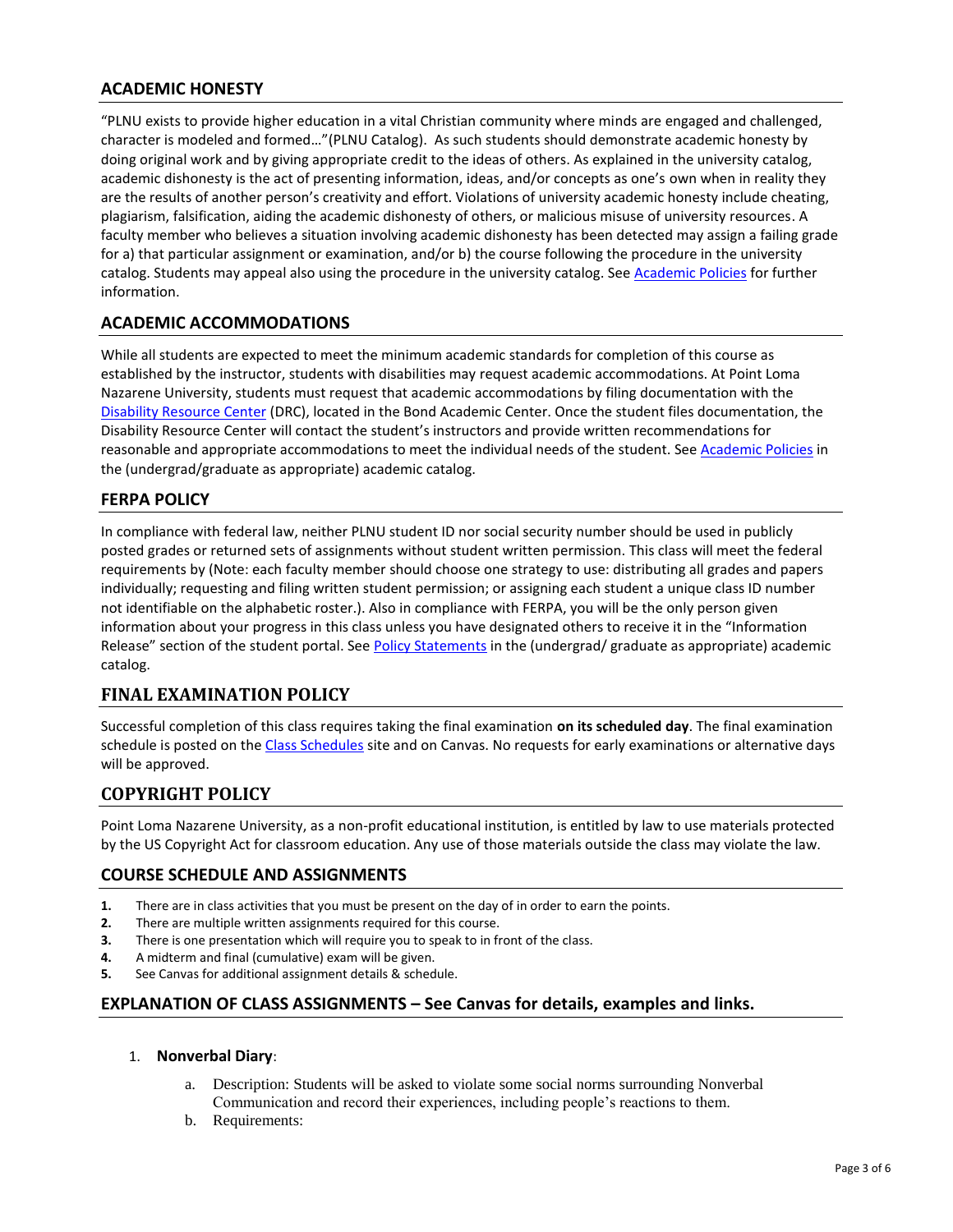## ACADEMIC HONESTY

"PLNU exists to provide higher education in a vital Christian community where minds are engaged and challenged, character is modeled and formed…"(PLNU Catalog). As such students should demonstrate academic honesty by doing original work and by giving appropriate credit to the ideas of others. As explained in the university catalog, academic dishonesty is the act of presenting information, ideas, and/or concepts as one's own when in reality they are the results of another person's creativity and effort. Violations of university academic honesty include cheating, plagiarism, falsification, aiding the academic dishonesty of others, or malicious misuse of university resources. A faculty member who believes a situation involving academic dishonesty has been detected may assign a failing grade for a) that particular assignment or examination, and/or b) the course following the procedure in the university catalog. Students may appeal also using the procedure in the university catalog. See Academic Policies for further information.

## ACADEMIC ACCOMMODATIONS

While all students are expected to meet the minimum academic standards for completion of this course as established by the instructor, students with disabilities may request academic accommodations. At Point Loma Nazarene University, students must request that academic accommodations by filing documentation with the Disability Resource Center (DRC), located in the Bond Academic Center. Once the student files documentation, the Disability Resource Center will contact the student's instructors and provide written recommendations for reasonable and appropriate accommodations to meet the individual needs of the student. See Academic Policies in the (undergrad/graduate as appropriate) academic catalog.

## FERPA POLICY

In compliance with federal law, neither PLNU student ID nor social security number should be used in publicly posted grades or returned sets of assignments without student written permission. This class will meet the federal requirements by (Note: each faculty member should choose one strategy to use: distributing all grades and papers individually; requesting and filing written student permission; or assigning each student a unique class ID number not identifiable on the alphabetic roster.). Also in compliance with FERPA, you will be the only person given information about your progress in this class unless you have designated others to receive it in the "Information Release" section of the student portal. See Policy Statements in the (undergrad/ graduate as appropriate) academic catalog.

## FINAL EXAMINATION POLICY

Successful completion of this class requires taking the final examination **on its scheduled day**. The final examination schedule is posted on the Class Schedules site and on Canvas. No requests for early examinations or alternative days will be approved.

## COPYRIGHT POLICY

Point Loma Nazarene University, as a non-profit educational institution, is entitled by law to use materials protected by the US Copyright Act for classroom education. Any use of those materials outside the class may violate the law.

## COURSE SCHEDULE AND ASSIGNMENTS

1. There are in class activities that you must be present on the day of in order to earn the points.
2. There are multiple written assignments required for this course.
3. There is one presentation which will require you to speak to in front of the class.
4. A midterm and final (cumulative) exam will be given.
5. See Canvas for additional assignment details & schedule.

## EXPLANATION OF CLASS ASSIGNMENTS – See Canvas for details, examples and links.

1. **Nonverbal Diary**:
   a. Description: Students will be asked to violate some social norms surrounding Nonverbal Communication and record their experiences, including people's reactions to them.
   b. Requirements: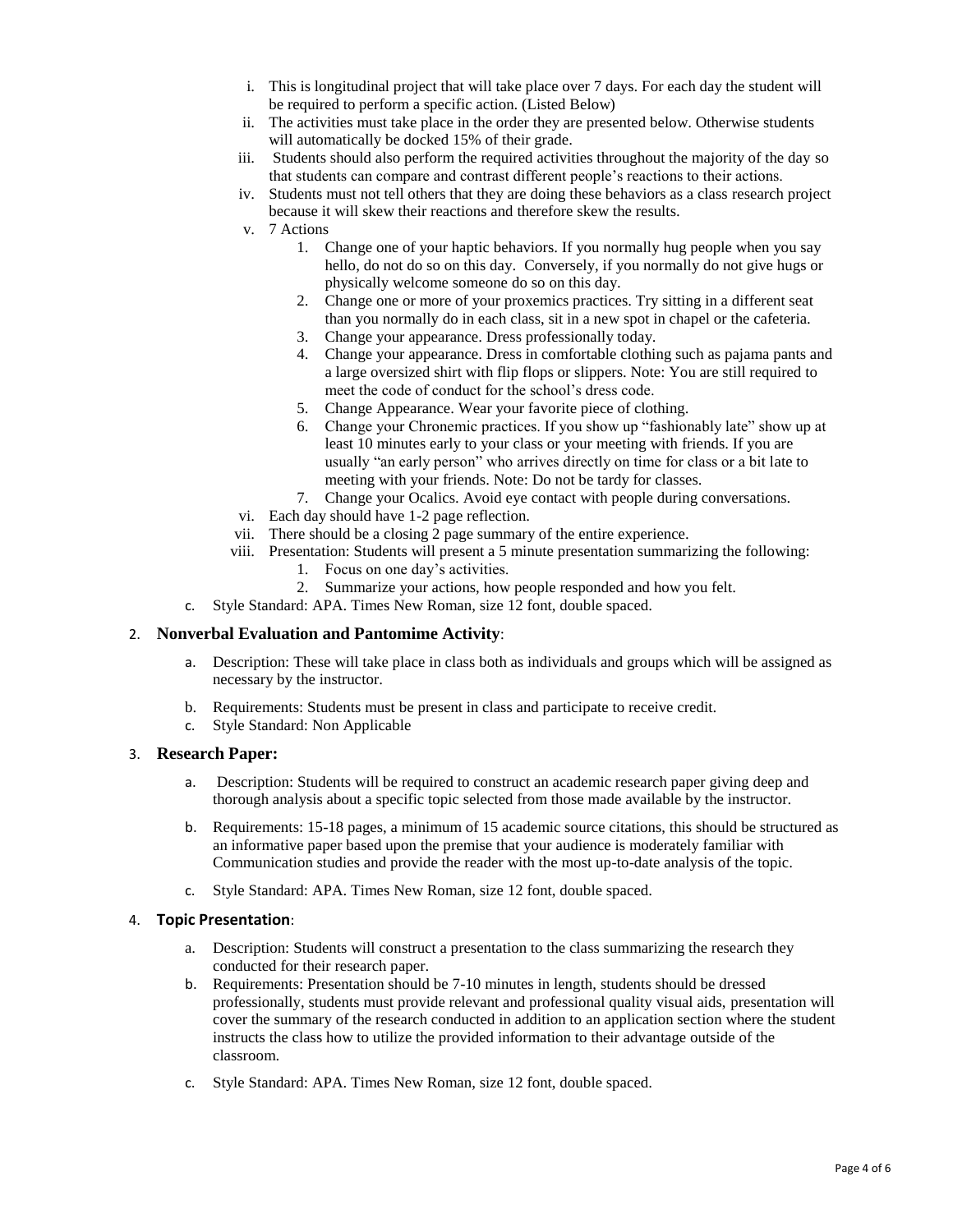i. This is longitudinal project that will take place over 7 days. For each day the student will be required to perform a specific action. (Listed Below)

ii. The activities must take place in the order they are presented below. Otherwise students will automatically be docked 15% of their grade.

iii. Students should also perform the required activities throughout the majority of the day so that students can compare and contrast different people's reactions to their actions.

iv. Students must not tell others that they are doing these behaviors as a class research project because it will skew their reactions and therefore skew the results.

v. 7 Actions

1. Change one of your haptic behaviors. If you normally hug people when you say hello, do not do so on this day. Conversely, if you normally do not give hugs or physically welcome someone do so on this day.
2. Change one or more of your proxemics practices. Try sitting in a different seat than you normally do in each class, sit in a new spot in chapel or the cafeteria.
3. Change your appearance. Dress professionally today.
4. Change your appearance. Dress in comfortable clothing such as pajama pants and a large oversized shirt with flip flops or slippers. Note: You are still required to meet the code of conduct for the school's dress code.
5. Change Appearance. Wear your favorite piece of clothing.
6. Change your Chronemic practices. If you show up "fashionably late" show up at least 10 minutes early to your class or your meeting with friends. If you are usually "an early person" who arrives directly on time for class or a bit late to meeting with your friends. Note: Do not be tardy for classes.
7. Change your Ocalics. Avoid eye contact with people during conversations.

vi. Each day should have 1-2 page reflection.

vii. There should be a closing 2 page summary of the entire experience.

viii. Presentation: Students will present a 5 minute presentation summarizing the following:

1. Focus on one day's activities.
2. Summarize your actions, how people responded and how you felt.

c. Style Standard: APA. Times New Roman, size 12 font, double spaced.

2. **Nonverbal Evaluation and Pantomime Activity**:

   a. Description: These will take place in class both as individuals and groups which will be assigned as necessary by the instructor.

   b. Requirements: Students must be present in class and participate to receive credit.

   c. Style Standard: Non Applicable

3. **Research Paper:**

   a. Description: Students will be required to construct an academic research paper giving deep and thorough analysis about a specific topic selected from those made available by the instructor.

   b. Requirements: 15-18 pages, a minimum of 15 academic source citations, this should be structured as an informative paper based upon the premise that your audience is moderately familiar with Communication studies and provide the reader with the most up-to-date analysis of the topic.

   c. Style Standard: APA. Times New Roman, size 12 font, double spaced.

4. **Topic Presentation**:

   a. Description: Students will construct a presentation to the class summarizing the research they conducted for their research paper.

   b. Requirements: Presentation should be 7-10 minutes in length, students should be dressed professionally, students must provide relevant and professional quality visual aids, presentation will cover the summary of the research conducted in addition to an application section where the student instructs the class how to utilize the provided information to their advantage outside of the classroom.

   c. Style Standard: APA. Times New Roman, size 12 font, double spaced.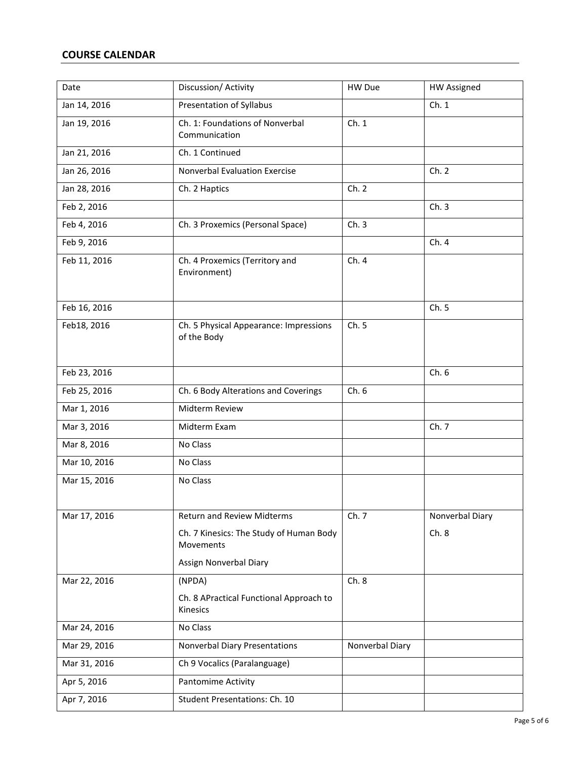## COURSE CALENDAR

| Date | Discussion/ Activity | HW Due | HW Assigned |
|---|---|---|---|
| Jan 14, 2016 | Presentation of Syllabus | | Ch. 1 |
| Jan 19, 2016 | Ch. 1: Foundations of Nonverbal Communication | Ch. 1 | |
| Jan 21, 2016 | Ch. 1 Continued | | |
| Jan 26, 2016 | Nonverbal Evaluation Exercise | | Ch. 2 |
| Jan 28, 2016 | Ch. 2 Haptics | Ch. 2 | |
| Feb 2, 2016 | | | Ch. 3 |
| Feb 4, 2016 | Ch. 3 Proxemics (Personal Space) | Ch. 3 | |
| Feb 9, 2016 | | | Ch. 4 |
| Feb 11, 2016 | Ch. 4 Proxemics (Territory and Environment) | Ch. 4 | |
| Feb 16, 2016 | | | Ch. 5 |
| Feb18, 2016 | Ch. 5 Physical Appearance: Impressions of the Body | Ch. 5 | |
| Feb 23, 2016 | | | Ch. 6 |
| Feb 25, 2016 | Ch. 6 Body Alterations and Coverings | Ch. 6 | |
| Mar 1, 2016 | Midterm Review | | |
| Mar 3, 2016 | Midterm Exam | | Ch. 7 |
| Mar 8, 2016 | No Class | | |
| Mar 10, 2016 | No Class | | |
| Mar 15, 2016 | No Class | | |
| Mar 17, 2016 | Return and Review Midterms<br>Ch. 7 Kinesics: The Study of Human Body Movements<br>Assign Nonverbal Diary | Ch. 7 | Nonverbal Diary<br>Ch. 8 |
| Mar 22, 2016 | (NPDA)<br>Ch. 8 APractical Functional Approach to Kinesics | Ch. 8 | |
| Mar 24, 2016 | No Class | | |
| Mar 29, 2016 | Nonverbal Diary Presentations | Nonverbal Diary | |
| Mar 31, 2016 | Ch 9 Vocalics (Paralanguage) | | |
| Apr 5, 2016 | Pantomime Activity | | |
| Apr 7, 2016 | Student Presentations: Ch. 10 | | |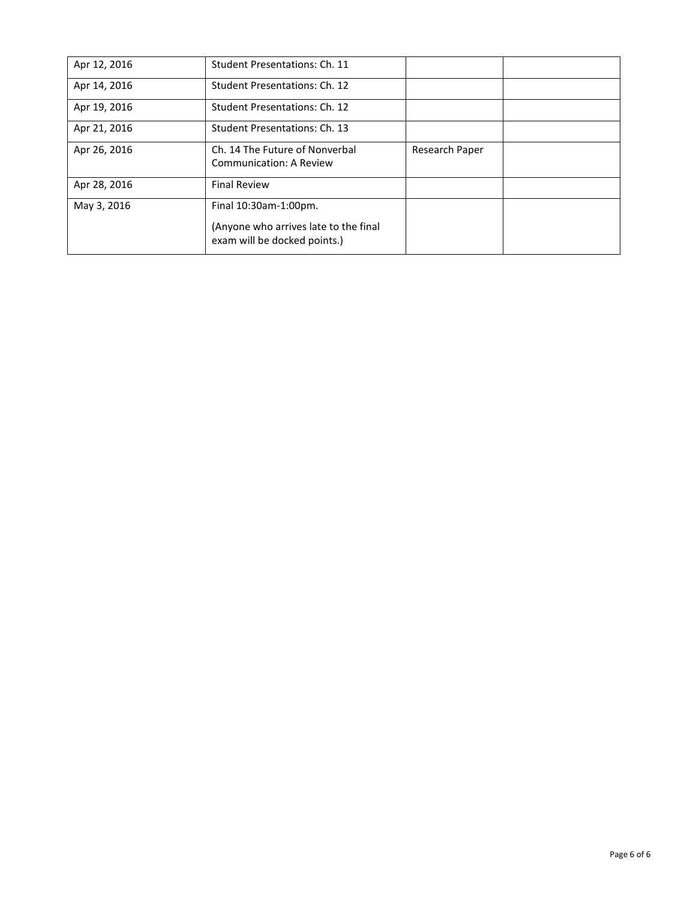| | | | |
|---|---|---|---|
| Apr 12, 2016 | Student Presentations: Ch. 11 | | |
| Apr 14, 2016 | Student Presentations: Ch. 12 | | |
| Apr 19, 2016 | Student Presentations: Ch. 12 | | |
| Apr 21, 2016 | Student Presentations: Ch. 13 | | |
| Apr 26, 2016 | Ch. 14 The Future of Nonverbal Communication: A Review | Research Paper | |
| Apr 28, 2016 | Final Review | | |
| May 3, 2016 | Final 10:30am-1:00pm.<br><br>(Anyone who arrives late to the final exam will be docked points.) | | |